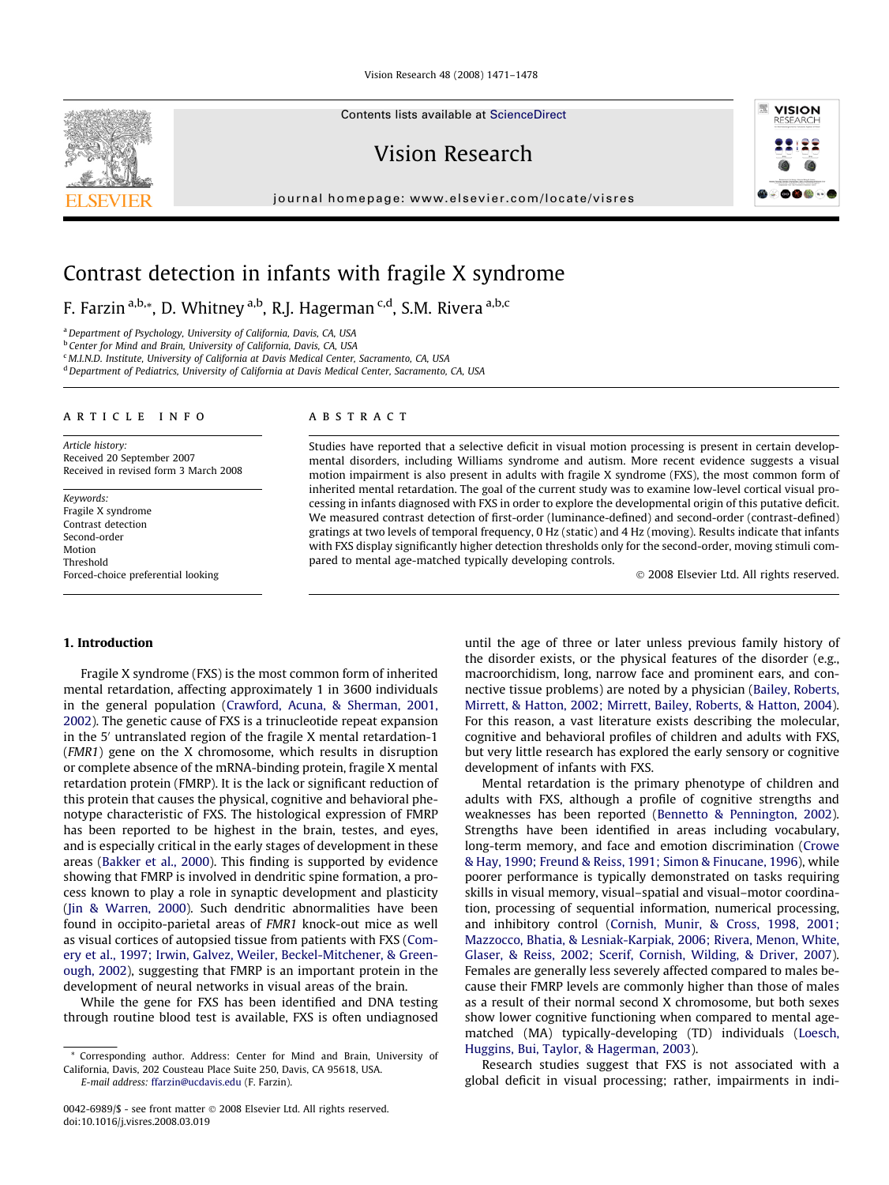# Contrast detection in infants with fragile X syndrome

F. Farzin [a,b,*], D. Whitney [a,b], R.J. Hagerman [c,d], S.M. Rivera [a,b,c]

[a] Department of Psychology, University of California, Davis, CA, USA
[b] Center for Mind and Brain, University of California, Davis, CA, USA
[c] M.I.N.D. Institute, University of California at Davis Medical Center, Sacramento, CA, USA
[d] Department of Pediatrics, University of California at Davis Medical Center, Sacramento, CA, USA

**ARTICLE INFO**

*Article history:*
Received 20 September 2007
Received in revised form 3 March 2008

*Keywords:*
Fragile X syndrome
Contrast detection
Second-order
Motion
Threshold
Forced-choice preferential looking

**ABSTRACT**

Studies have reported that a selective deficit in visual motion processing is present in certain developmental disorders, including Williams syndrome and autism. More recent evidence suggests a visual motion impairment is also present in adults with fragile X syndrome (FXS), the most common form of inherited mental retardation. The goal of the current study was to examine low-level cortical visual processing in infants diagnosed with FXS in order to explore the developmental origin of this putative deficit. We measured contrast detection of first-order (luminance-defined) and second-order (contrast-defined) gratings at two levels of temporal frequency, 0 Hz (static) and 4 Hz (moving). Results indicate that infants with FXS display significantly higher detection thresholds only for the second-order, moving stimuli compared to mental age-matched typically developing controls.

© 2008 Elsevier Ltd. All rights reserved.

## 1. Introduction

Fragile X syndrome (FXS) is the most common form of inherited mental retardation, affecting approximately 1 in 3600 individuals in the general population (Crawford, Acuna, & Sherman, 2001, 2002). The genetic cause of FXS is a trinucleotide repeat expansion in the 5′ untranslated region of the fragile X mental retardation-1 (*FMR1*) gene on the X chromosome, which results in disruption or complete absence of the mRNA-binding protein, fragile X mental retardation protein (FMRP). It is the lack or significant reduction of this protein that causes the physical, cognitive and behavioral phenotype characteristic of FXS. The histological expression of FMRP has been reported to be highest in the brain, testes, and eyes, and is especially critical in the early stages of development in these areas (Bakker et al., 2000). This finding is supported by evidence showing that FMRP is involved in dendritic spine formation, a process known to play a role in synaptic development and plasticity (Jin & Warren, 2000). Such dendritic abnormalities have been found in occipito-parietal areas of *FMR1* knock-out mice as well as visual cortices of autopsied tissue from patients with FXS (Comery et al., 1997; Irwin, Galvez, Weiler, Beckel-Mitchener, & Greenough, 2002), suggesting that FMRP is an important protein in the development of neural networks in visual areas of the brain.

While the gene for FXS has been identified and DNA testing through routine blood test is available, FXS is often undiagnosed until the age of three or later unless previous family history of the disorder exists, or the physical features of the disorder (e.g., macroorchidism, long, narrow face and prominent ears, and connective tissue problems) are noted by a physician (Bailey, Roberts, Mirrett, & Hatton, 2002; Mirrett, Bailey, Roberts, & Hatton, 2004). For this reason, a vast literature exists describing the molecular, cognitive and behavioral profiles of children and adults with FXS, but very little research has explored the early sensory or cognitive development of infants with FXS.

Mental retardation is the primary phenotype of children and adults with FXS, although a profile of cognitive strengths and weaknesses has been reported (Bennetto & Pennington, 2002). Strengths have been identified in areas including vocabulary, long-term memory, and face and emotion discrimination (Crowe & Hay, 1990; Freund & Reiss, 1991; Simon & Finucane, 1996), while poorer performance is typically demonstrated on tasks requiring skills in visual memory, visual–spatial and visual–motor coordination, processing of sequential information, numerical processing, and inhibitory control (Cornish, Munir, & Cross, 1998, 2001; Mazzocco, Bhatia, & Lesniak-Karpiak, 2006; Rivera, Menon, White, Glaser, & Reiss, 2002; Scerif, Cornish, Wilding, & Driver, 2007). Females are generally less severely affected compared to males because their FMRP levels are commonly higher than those of males as a result of their normal second X chromosome, but both sexes show lower cognitive functioning when compared to mental age-matched (MA) typically-developing (TD) individuals (Loesch, Huggins, Bui, Taylor, & Hagerman, 2003).

Research studies suggest that FXS is not associated with a global deficit in visual processing; rather, impairments in indi-

* Corresponding author. Address: Center for Mind and Brain, University of California, Davis, 202 Cousteau Place Suite 250, Davis, CA 95618, USA.
E-mail address: ffarzin@ucdavis.edu (F. Farzin).

0042-6989/$ - see front matter © 2008 Elsevier Ltd. All rights reserved.
doi:10.1016/j.visres.2008.03.019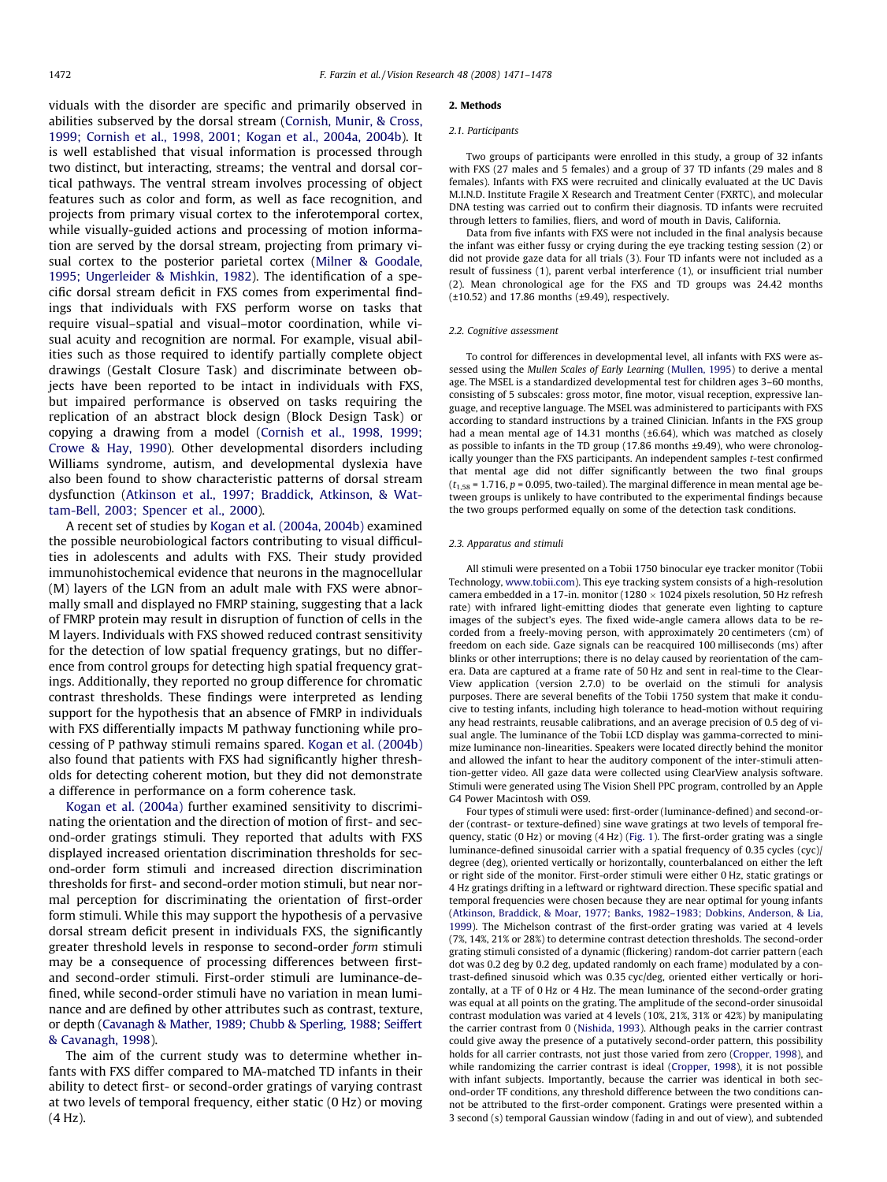viduals with the disorder are specific and primarily observed in abilities subserved by the dorsal stream (Cornish, Munir, & Cross, 1999; Cornish et al., 1998, 2001; Kogan et al., 2004a, 2004b). It is well established that visual information is processed through two distinct, but interacting, streams; the ventral and dorsal cortical pathways. The ventral stream involves processing of object features such as color and form, as well as face recognition, and projects from primary visual cortex to the inferotemporal cortex, while visually-guided actions and processing of motion information are served by the dorsal stream, projecting from primary visual cortex to the posterior parietal cortex (Milner & Goodale, 1995; Ungerleider & Mishkin, 1982). The identification of a specific dorsal stream deficit in FXS comes from experimental findings that individuals with FXS perform worse on tasks that require visual–spatial and visual–motor coordination, while visual acuity and recognition are normal. For example, visual abilities such as those required to identify partially complete object drawings (Gestalt Closure Task) and discriminate between objects have been reported to be intact in individuals with FXS, but impaired performance is observed on tasks requiring the replication of an abstract block design (Block Design Task) or copying a drawing from a model (Cornish et al., 1998, 1999; Crowe & Hay, 1990). Other developmental disorders including Williams syndrome, autism, and developmental dyslexia have also been found to show characteristic patterns of dorsal stream dysfunction (Atkinson et al., 1997; Braddick, Atkinson, & Wattam-Bell, 2003; Spencer et al., 2000).

A recent set of studies by Kogan et al. (2004a, 2004b) examined the possible neurobiological factors contributing to visual difficulties in adolescents and adults with FXS. Their study provided immunohistochemical evidence that neurons in the magnocellular (M) layers of the LGN from an adult male with FXS were abnormally small and displayed no FMRP staining, suggesting that a lack of FMRP protein may result in disruption of function of cells in the M layers. Individuals with FXS showed reduced contrast sensitivity for the detection of low spatial frequency gratings, but no difference from control groups for detecting high spatial frequency gratings. Additionally, they reported no group difference for chromatic contrast thresholds. These findings were interpreted as lending support for the hypothesis that an absence of FMRP in individuals with FXS differentially impacts M pathway functioning while processing of P pathway stimuli remains spared. Kogan et al. (2004b) also found that patients with FXS had significantly higher thresholds for detecting coherent motion, but they did not demonstrate a difference in performance on a form coherence task.

Kogan et al. (2004a) further examined sensitivity to discriminating the orientation and the direction of motion of first- and second-order gratings stimuli. They reported that adults with FXS displayed increased orientation discrimination thresholds for second-order form stimuli and increased direction discrimination thresholds for first- and second-order motion stimuli, but near normal perception for discriminating the orientation of first-order form stimuli. While this may support the hypothesis of a pervasive dorsal stream deficit present in individuals FXS, the significantly greater threshold levels in response to second-order *form* stimuli may be a consequence of processing differences between first- and second-order stimuli. First-order stimuli are luminance-defined, while second-order stimuli have no variation in mean luminance and are defined by other attributes such as contrast, texture, or depth (Cavanagh & Mather, 1989; Chubb & Sperling, 1988; Seiffert & Cavanagh, 1998).

The aim of the current study was to determine whether infants with FXS differ compared to MA-matched TD infants in their ability to detect first- or second-order gratings of varying contrast at two levels of temporal frequency, either static (0 Hz) or moving (4 Hz).

## 2. Methods

### 2.1. Participants

Two groups of participants were enrolled in this study, a group of 32 infants with FXS (27 males and 5 females) and a group of 37 TD infants (29 males and 8 females). Infants with FXS were recruited and clinically evaluated at the UC Davis M.I.N.D. Institute Fragile X Research and Treatment Center (FXRTC), and molecular DNA testing was carried out to confirm their diagnosis. TD infants were recruited through letters to families, fliers, and word of mouth in Davis, California.

Data from five infants with FXS were not included in the final analysis because the infant was either fussy or crying during the eye tracking testing session (2) or did not provide gaze data for all trials (3). Four TD infants were not included as a result of fussiness (1), parent verbal interference (1), or insufficient trial number (2). Mean chronological age for the FXS and TD groups was 24.42 months (±10.52) and 17.86 months (±9.49), respectively.

### 2.2. Cognitive assessment

To control for differences in developmental level, all infants with FXS were assessed using the *Mullen Scales of Early Learning* (Mullen, 1995) to derive a mental age. The MSEL is a standardized developmental test for children ages 3–60 months, consisting of 5 subscales: gross motor, fine motor, visual reception, expressive language, and receptive language. The MSEL was administered to participants with FXS according to standard instructions by a trained Clinician. Infants in the FXS group had a mean mental age of 14.31 months (±6.64), which was matched as closely as possible to infants in the TD group (17.86 months ±9.49), who were chronologically younger than the FXS participants. An independent samples *t*-test confirmed that mental age did not differ significantly between the two final groups ($t_{1,58} = 1.716$, $p = 0.095$, two-tailed). The marginal difference in mean mental age between groups is unlikely to have contributed to the experimental findings because the two groups performed equally on some of the detection task conditions.

### 2.3. Apparatus and stimuli

All stimuli were presented on a Tobii 1750 binocular eye tracker monitor (Tobii Technology, www.tobii.com). This eye tracking system consists of a high-resolution camera embedded in a 17-in. monitor (1280 × 1024 pixels resolution, 50 Hz refresh rate) with infrared light-emitting diodes that generate even lighting to capture images of the subject's eyes. The fixed wide-angle camera allows data to be recorded from a freely-moving person, with approximately 20 centimeters (cm) of freedom on each side. Gaze signals can be reacquired 100 milliseconds (ms) after blinks or other interruptions; there is no delay caused by reorientation of the camera. Data are captured at a frame rate of 50 Hz and sent in real-time to the ClearView application (version 2.7.0) to be overlaid on the stimuli for analysis purposes. There are several benefits of the Tobii 1750 system that make it conducive to testing infants, including high tolerance to head-motion without requiring any head restraints, reusable calibrations, and an average precision of 0.5 deg of visual angle. The luminance of the Tobii LCD display was gamma-corrected to minimize luminance non-linearities. Speakers were located directly behind the monitor and allowed the infant to hear the auditory component of the inter-stimuli attention-getter video. All gaze data were collected using ClearView analysis software. Stimuli were generated using The Vision Shell PPC program, controlled by an Apple G4 Power Macintosh with OS9.

Four types of stimuli were used: first-order (luminance-defined) and second-order (contrast- or texture-defined) sine wave gratings at two levels of temporal frequency, static (0 Hz) or moving (4 Hz) (Fig. 1). The first-order grating was a single luminance-defined sinusoidal carrier with a spatial frequency of 0.35 cycles (cyc)/degree (deg), oriented vertically or horizontally, counterbalanced on either the left or right side of the monitor. First-order stimuli were either 0 Hz, static gratings or 4 Hz gratings drifting in a leftward or rightward direction. These specific spatial and temporal frequencies were chosen because they are near optimal for young infants (Atkinson, Braddick, & Moar, 1977; Banks, 1982–1983; Dobkins, Anderson, & Lia, 1999). The Michelson contrast of the first-order grating was varied at 4 levels (7%, 14%, 21% or 28%) to determine contrast detection thresholds. The second-order grating stimuli consisted of a dynamic (flickering) random-dot carrier pattern (each dot was 0.2 deg by 0.2 deg, updated randomly on each frame) modulated by a contrast-defined sinusoid which was 0.35 cyc/deg, oriented either vertically or horizontally, at a TF of 0 Hz or 4 Hz. The mean luminance of the second-order grating was equal at all points on the grating. The amplitude of the second-order sinusoidal contrast modulation was varied at 4 levels (10%, 21%, 31% or 42%) by manipulating the carrier contrast from 0 (Nishida, 1993). Although peaks in the carrier contrast could give away the presence of a putatively second-order pattern, this possibility holds for all carrier contrasts, not just those varied from zero (Cropper, 1998), and while randomizing the carrier contrast is ideal (Cropper, 1998), it is not possible with infant subjects. Importantly, because the carrier was identical in both second-order TF conditions, any threshold difference between the two conditions cannot be attributed to the first-order component. Gratings were presented within a 3 second (s) temporal Gaussian window (fading in and out of view), and subtended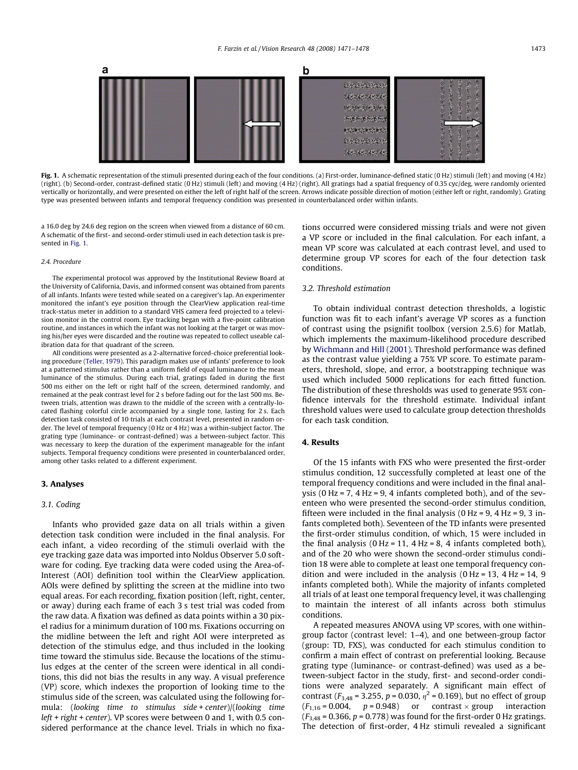Fig. 1. A schematic representation of the stimuli presented during each of the four conditions. (a) First-order, luminance-defined static (0 Hz) stimuli (left) and moving (4 Hz) (right). (b) Second-order, contrast-defined static (0 Hz) stimuli (left) and moving (4 Hz) (right). All gratings had a spatial frequency of 0.35 cyc/deg, were randomly oriented vertically or horizontally, and were presented on either the left of right half of the screen. Arrows indicate possible direction of motion (either left or right, randomly). Grating type was presented between infants and temporal frequency condition was presented in counterbalanced order within infants.

a 16.0 deg by 24.6 deg region on the screen when viewed from a distance of 60 cm. A schematic of the first- and second-order stimuli used in each detection task is presented in Fig. 1.

### 2.4. Procedure

The experimental protocol was approved by the Institutional Review Board at the University of California, Davis, and informed consent was obtained from parents of all infants. Infants were tested while seated on a caregiver's lap. An experimenter monitored the infant's eye position through the ClearView application real-time track-status meter in addition to a standard VHS camera feed projected to a television monitor in the control room. Eye tracking began with a five-point calibration routine, and instances in which the infant was not looking at the target or was moving his/her eyes were discarded and the routine was repeated to collect useable calibration data for that quadrant of the screen.

All conditions were presented as a 2-alternative forced-choice preferential looking procedure (Teller, 1979). This paradigm makes use of infants' preference to look at a patterned stimulus rather than a uniform field of equal luminance to the mean luminance of the stimulus. During each trial, gratings faded in during the first 500 ms either on the left or right half of the screen, determined randomly, and remained at the peak contrast level for 2 s before fading out for the last 500 ms. Between trials, attention was drawn to the middle of the screen with a centrally-located flashing colorful circle accompanied by a single tone, lasting for 2 s. Each detection task consisted of 10 trials at each contrast level, presented in random order. The level of temporal frequency (0 Hz or 4 Hz) was a within-subject factor. The grating type (luminance- or contrast-defined) was a between-subject factor. This was necessary to keep the duration of the experiment manageable for the infant subjects. Temporal frequency conditions were presented in counterbalanced order, among other tasks related to a different experiment.

## 3. Analyses

### 3.1. Coding

Infants who provided gaze data on all trials within a given detection task condition were included in the final analysis. For each infant, a video recording of the stimuli overlaid with the eye tracking gaze data was imported into Noldus Observer 5.0 software for coding. Eye tracking data were coded using the Area-of-Interest (AOI) definition tool within the ClearView application. AOIs were defined by splitting the screen at the midline into two equal areas. For each recording, fixation position (left, right, center, or away) during each frame of each 3 s test trial was coded from the raw data. A fixation was defined as data points within a 30 pixel radius for a minimum duration of 100 ms. Fixations occurring on the midline between the left and right AOI were interpreted as detection of the stimulus edge, and thus included in the looking time toward the stimulus side. Because the locations of the stimulus edges at the center of the screen were identical in all conditions, this did not bias the results in any way. A visual preference (VP) score, which indexes the proportion of looking time to the stimulus side of the screen, was calculated using the following formula: (*looking time to stimulus side* + *center*)/(*looking time left* + *right* + *center*). VP scores were between 0 and 1, with 0.5 considered performance at the chance level. Trials in which no fixations occurred were considered missing trials and were not given a VP score or included in the final calculation. For each infant, a mean VP score was calculated at each contrast level, and used to determine group VP scores for each of the four detection task conditions.

### 3.2. Threshold estimation

To obtain individual contrast detection thresholds, a logistic function was fit to each infant's average VP scores as a function of contrast using the psignifit toolbox (version 2.5.6) for Matlab, which implements the maximum-likelihood procedure described by Wichmann and Hill (2001). Threshold performance was defined as the contrast value yielding a 75% VP score. To estimate parameters, threshold, slope, and error, a bootstrapping technique was used which included 5000 replications for each fitted function. The distribution of these thresholds was used to generate 95% confidence intervals for the threshold estimate. Individual infant threshold values were used to calculate group detection thresholds for each task condition.

## 4. Results

Of the 15 infants with FXS who were presented the first-order stimulus condition, 12 successfully completed at least one of the temporal frequency conditions and were included in the final analysis (0 Hz = 7, 4 Hz = 9, 4 infants completed both), and of the seventeen who were presented the second-order stimulus condition, fifteen were included in the final analysis (0 Hz = 9, 4 Hz = 9, 3 infants completed both). Seventeen of the TD infants were presented the first-order stimulus condition, of which, 15 were included in the final analysis (0 Hz = 11, 4 Hz = 8, 4 infants completed both), and of the 20 who were shown the second-order stimulus condition 18 were able to complete at least one temporal frequency condition and were included in the analysis (0 Hz = 13, 4 Hz = 14, 9 infants completed both). While the majority of infants completed all trials of at least one temporal frequency level, it was challenging to maintain the interest of all infants across both stimulus conditions.

A repeated measures ANOVA using VP scores, with one within-group factor (contrast level: 1–4), and one between-group factor (group: TD, FXS), was conducted for each stimulus condition to confirm a main effect of contrast on preferential looking. Because grating type (luminance- or contrast-defined) was used as a between-subject factor in the study, first- and second-order conditions were analyzed separately. A significant main effect of contrast ($F_{3,48} = 3.255$, $p = 0.030$, $\eta^2 = 0.169$), but no effect of group ($F_{1,16} = 0.004$, $p = 0.948$) or contrast × group interaction ($F_{3,48} = 0.366$, $p = 0.778$) was found for the first-order 0 Hz gratings. The detection of first-order, 4 Hz stimuli revealed a significant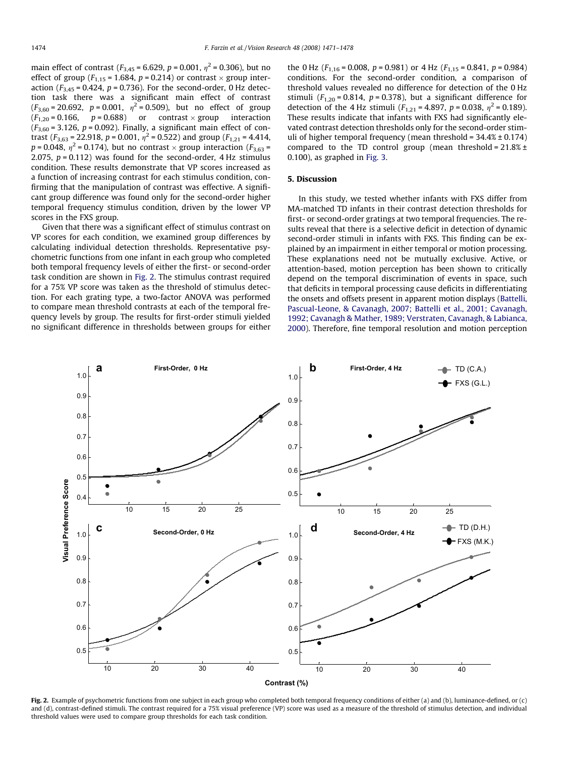main effect of contrast ($F_{3,45} = 6.629$, $p = 0.001$, $\eta^2 = 0.306$), but no effect of group ($F_{1,15} = 1.684$, $p = 0.214$) or contrast × group interaction ($F_{3,45} = 0.424$, $p = 0.736$). For the second-order, 0 Hz detection task there was a significant main effect of contrast ($F_{3,60} = 20.692$, $p = 0.001$, $\eta^2 = 0.509$), but no effect of group ($F_{1,20} = 0.166$, $p = 0.688$) or contrast × group interaction ($F_{3,60} = 3.126$, $p = 0.092$). Finally, a significant main effect of contrast ($F_{3,63} = 22.918$, $p = 0.001$, $\eta^2 = 0.522$) and group ($F_{1,21} = 4.414$, $p = 0.048$, $\eta^2 = 0.174$), but no contrast × group interaction ($F_{3,63} = 2.075$, $p = 0.112$) was found for the second-order, 4 Hz stimulus condition. These results demonstrate that VP scores increased as a function of increasing contrast for each stimulus condition, confirming that the manipulation of contrast was effective. A significant group difference was found only for the second-order higher temporal frequency stimulus condition, driven by the lower VP scores in the FXS group.

Given that there was a significant effect of stimulus contrast on VP scores for each condition, we examined group differences by calculating individual detection thresholds. Representative psychometric functions from one infant in each group who completed both temporal frequency levels of either the first- or second-order task condition are shown in Fig. 2. The stimulus contrast required for a 75% VP score was taken as the threshold of stimulus detection. For each grating type, a two-factor ANOVA was performed to compare mean threshold contrasts at each of the temporal frequency levels by group. The results for first-order stimuli yielded no significant difference in thresholds between groups for either the 0 Hz ($F_{1,16} = 0.008$, $p = 0.981$) or 4 Hz ($F_{1,15} = 0.841$, $p = 0.984$) conditions. For the second-order condition, a comparison of threshold values revealed no difference for detection of the 0 Hz stimuli ($F_{1,20} = 0.814$, $p = 0.378$), but a significant difference for detection of the 4 Hz stimuli ($F_{1,21} = 4.897$, $p = 0.038$, $\eta^2 = 0.189$). These results indicate that infants with FXS had significantly elevated contrast detection thresholds only for the second-order stimuli of higher temporal frequency (mean threshold = 34.4% ± 0.174) compared to the TD control group (mean threshold = 21.8% ± 0.100), as graphed in Fig. 3.

## 5. Discussion

In this study, we tested whether infants with FXS differ from MA-matched TD infants in their contrast detection thresholds for first- or second-order gratings at two temporal frequencies. The results reveal that there is a selective deficit in detection of dynamic second-order stimuli in infants with FXS. This finding can be explained by an impairment in either temporal or motion processing. These explanations need not be mutually exclusive. Active, or attention-based, motion perception has been shown to critically depend on the temporal discrimination of events in space, such that deficits in temporal processing cause deficits in differentiating the onsets and offsets present in apparent motion displays (Battelli, Pascual-Leone, & Cavanagh, 2007; Battelli et al., 2001; Cavanagh, 1992; Cavanagh & Mather, 1989; Verstraten, Cavanagh, & Labianca, 2000). Therefore, fine temporal resolution and motion perception

**Fig. 2.** Example of psychometric functions from one subject in each group who completed both temporal frequency conditions of either (a) and (b), luminance-defined, or (c) and (d), contrast-defined stimuli. The contrast required for a 75% visual preference (VP) score was used as a measure of the threshold of stimulus detection, and individual threshold values were used to compare group thresholds for each task condition.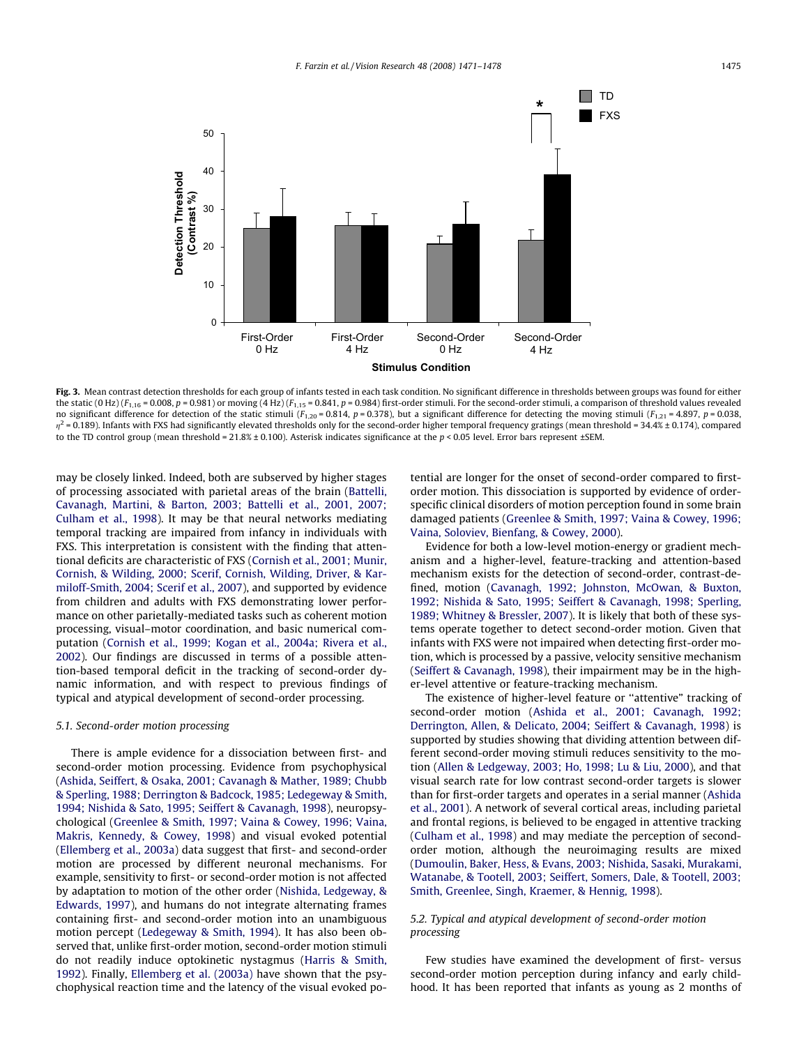**Fig. 3.** Mean contrast detection thresholds for each group of infants tested in each task condition. No significant difference in thresholds between groups was found for either the static (0 Hz) ($F_{1,16} = 0.008$, $p = 0.981$) or moving (4 Hz) ($F_{1,15} = 0.841$, $p = 0.984$) first-order stimuli. For the second-order stimuli, a comparison of threshold values revealed no significant difference for detection of the static stimuli ($F_{1,20} = 0.814$, $p = 0.378$), but a significant difference for detecting the moving stimuli ($F_{1,21} = 4.897$, $p = 0.038$, $\eta^2 = 0.189$). Infants with FXS had significantly elevated thresholds only for the second-order higher temporal frequency gratings (mean threshold = 34.4% ± 0.174), compared to the TD control group (mean threshold = 21.8% ± 0.100). Asterisk indicates significance at the $p < 0.05$ level. Error bars represent ±SEM.

may be closely linked. Indeed, both are subserved by higher stages of processing associated with parietal areas of the brain (Battelli, Cavanagh, Martini, & Barton, 2003; Battelli et al., 2001, 2007; Culham et al., 1998). It may be that neural networks mediating temporal tracking are impaired from infancy in individuals with FXS. This interpretation is consistent with the finding that attentional deficits are characteristic of FXS (Cornish et al., 2001; Munir, Cornish, & Wilding, 2000; Scerif, Cornish, Wilding, Driver, & Karmiloff-Smith, 2004; Scerif et al., 2007), and supported by evidence from children and adults with FXS demonstrating lower performance on other parietally-mediated tasks such as coherent motion processing, visual–motor coordination, and basic numerical computation (Cornish et al., 1999; Kogan et al., 2004a; Rivera et al., 2002). Our findings are discussed in terms of a possible attention-based temporal deficit in the tracking of second-order dynamic information, and with respect to previous findings of typical and atypical development of second-order processing.

### 5.1. Second-order motion processing

There is ample evidence for a dissociation between first- and second-order motion processing. Evidence from psychophysical (Ashida, Seiffert, & Osaka, 2001; Cavanagh & Mather, 1989; Chubb & Sperling, 1988; Derrington & Badcock, 1985; Ledegeway & Smith, 1994; Nishida & Sato, 1995; Seiffert & Cavanagh, 1998), neuropsychological (Greenlee & Smith, 1997; Vaina & Cowey, 1996; Vaina, Makris, Kennedy, & Cowey, 1998) and visual evoked potential (Ellemberg et al., 2003a) data suggest that first- and second-order motion are processed by different neuronal mechanisms. For example, sensitivity to first- or second-order motion is not affected by adaptation to motion of the other order (Nishida, Ledgeway, & Edwards, 1997), and humans do not integrate alternating frames containing first- and second-order motion into an unambiguous motion percept (Ledegeway & Smith, 1994). It has also been observed that, unlike first-order motion, second-order motion stimuli do not readily induce optokinetic nystagmus (Harris & Smith, 1992). Finally, Ellemberg et al. (2003a) have shown that the psychophysical reaction time and the latency of the visual evoked potential are longer for the onset of second-order compared to first-order motion. This dissociation is supported by evidence of order-specific clinical disorders of motion perception found in some brain damaged patients (Greenlee & Smith, 1997; Vaina & Cowey, 1996; Vaina, Soloviev, Bienfang, & Cowey, 2000).

Evidence for both a low-level motion-energy or gradient mechanism and a higher-level, feature-tracking and attention-based mechanism exists for the detection of second-order, contrast-defined, motion (Cavanagh, 1992; Johnston, McOwan, & Buxton, 1992; Nishida & Sato, 1995; Seiffert & Cavanagh, 1998; Sperling, 1989; Whitney & Bressler, 2007). It is likely that both of these systems operate together to detect second-order motion. Given that infants with FXS were not impaired when detecting first-order motion, which is processed by a passive, velocity sensitive mechanism (Seiffert & Cavanagh, 1998), their impairment may be in the higher-level attentive or feature-tracking mechanism.

The existence of higher-level feature or "attentive" tracking of second-order motion (Ashida et al., 2001; Cavanagh, 1992; Derrington, Allen, & Delicato, 2004; Seiffert & Cavanagh, 1998) is supported by studies showing that dividing attention between different second-order moving stimuli reduces sensitivity to the motion (Allen & Ledgeway, 2003; Ho, 1998; Lu & Liu, 2000), and that visual search rate for low contrast second-order targets is slower than for first-order targets and operates in a serial manner (Ashida et al., 2001). A network of several cortical areas, including parietal and frontal regions, is believed to be engaged in attentive tracking (Culham et al., 1998) and may mediate the perception of second-order motion, although the neuroimaging results are mixed (Dumoulin, Baker, Hess, & Evans, 2003; Nishida, Sasaki, Murakami, Watanabe, & Tootell, 2003; Seiffert, Somers, Dale, & Tootell, 2003; Smith, Greenlee, Singh, Kraemer, & Hennig, 1998).

### 5.2. Typical and atypical development of second-order motion processing

Few studies have examined the development of first- versus second-order motion perception during infancy and early childhood. It has been reported that infants as young as 2 months of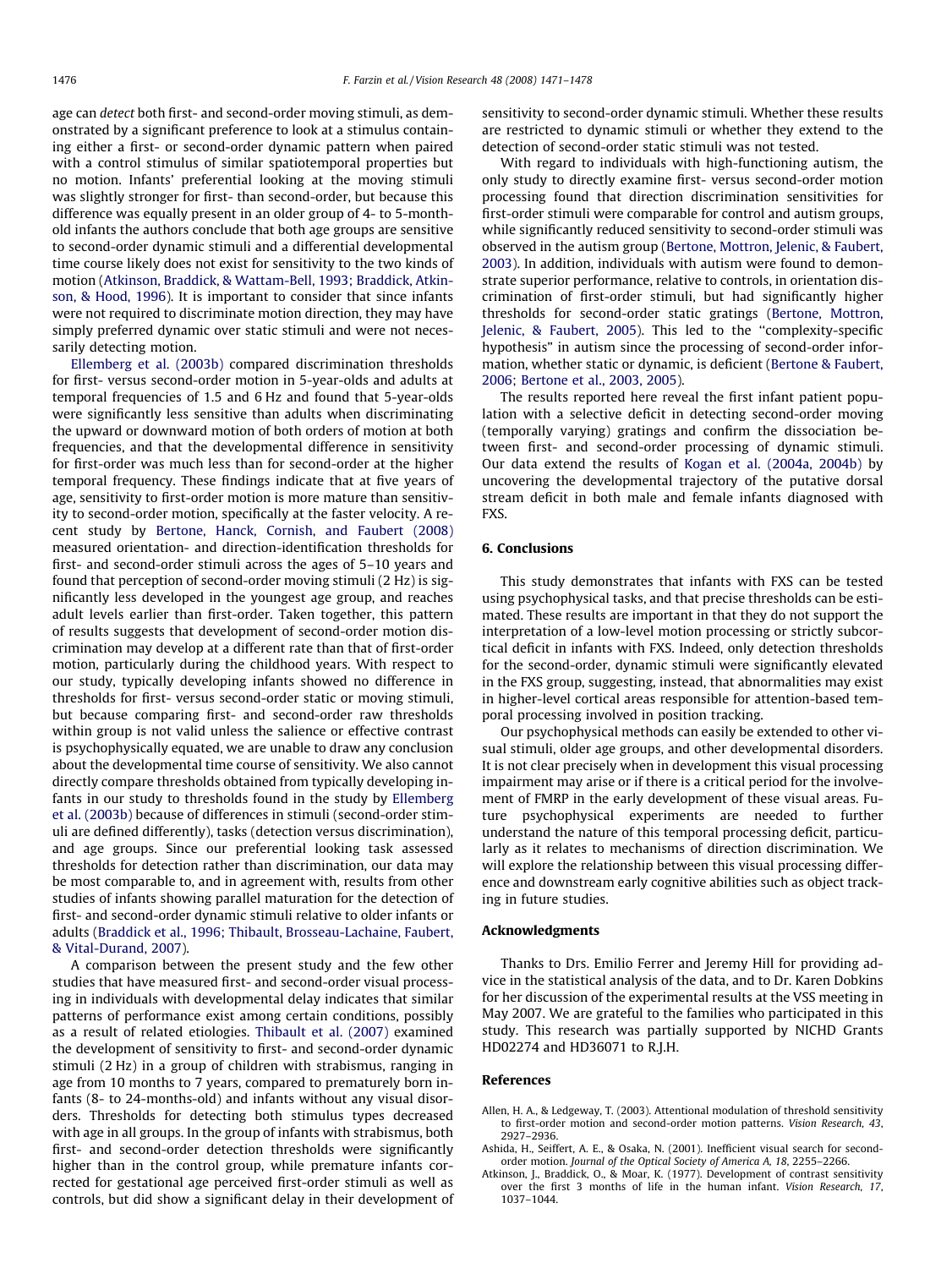age can *detect* both first- and second-order moving stimuli, as demonstrated by a significant preference to look at a stimulus containing either a first- or second-order dynamic pattern when paired with a control stimulus of similar spatiotemporal properties but no motion. Infants' preferential looking at the moving stimuli was slightly stronger for first- than second-order, but because this difference was equally present in an older group of 4- to 5-month-old infants the authors conclude that both age groups are sensitive to second-order dynamic stimuli and a differential developmental time course likely does not exist for sensitivity to the two kinds of motion (Atkinson, Braddick, & Wattam-Bell, 1993; Braddick, Atkinson, & Hood, 1996). It is important to consider that since infants were not required to discriminate motion direction, they may have simply preferred dynamic over static stimuli and were not necessarily detecting motion.

Ellemberg et al. (2003b) compared discrimination thresholds for first- versus second-order motion in 5-year-olds and adults at temporal frequencies of 1.5 and 6 Hz and found that 5-year-olds were significantly less sensitive than adults when discriminating the upward or downward motion of both orders of motion at both frequencies, and that the developmental difference in sensitivity for first-order was much less than for second-order at the higher temporal frequency. These findings indicate that at five years of age, sensitivity to first-order motion is more mature than sensitivity to second-order motion, specifically at the faster velocity. A recent study by Bertone, Hanck, Cornish, and Faubert (2008) measured orientation- and direction-identification thresholds for first- and second-order stimuli across the ages of 5–10 years and found that perception of second-order moving stimuli (2 Hz) is significantly less developed in the youngest age group, and reaches adult levels earlier than first-order. Taken together, this pattern of results suggests that development of second-order motion discrimination may develop at a different rate than that of first-order motion, particularly during the childhood years. With respect to our study, typically developing infants showed no difference in thresholds for first- versus second-order static or moving stimuli, but because comparing first- and second-order raw thresholds within group is not valid unless the salience or effective contrast is psychophysically equated, we are unable to draw any conclusion about the developmental time course of sensitivity. We also cannot directly compare thresholds obtained from typically developing infants in our study to thresholds found in the study by Ellemberg et al. (2003b) because of differences in stimuli (second-order stimuli are defined differently), tasks (detection versus discrimination), and age groups. Since our preferential looking task assessed thresholds for detection rather than discrimination, our data may be most comparable to, and in agreement with, results from other studies of infants showing parallel maturation for the detection of first- and second-order dynamic stimuli relative to older infants or adults (Braddick et al., 1996; Thibault, Brosseau-Lachaine, Faubert, & Vital-Durand, 2007).

A comparison between the present study and the few other studies that have measured first- and second-order visual processing in individuals with developmental delay indicates that similar patterns of performance exist among certain conditions, possibly as a result of related etiologies. Thibault et al. (2007) examined the development of sensitivity to first- and second-order dynamic stimuli (2 Hz) in a group of children with strabismus, ranging in age from 10 months to 7 years, compared to prematurely born infants (8- to 24-months-old) and infants without any visual disorders. Thresholds for detecting both stimulus types decreased with age in all groups. In the group of infants with strabismus, both first- and second-order detection thresholds were significantly higher than in the control group, while premature infants corrected for gestational age perceived first-order stimuli as well as controls, but did show a significant delay in their development of sensitivity to second-order dynamic stimuli. Whether these results are restricted to dynamic stimuli or whether they extend to the detection of second-order static stimuli was not tested.

With regard to individuals with high-functioning autism, the only study to directly examine first- versus second-order motion processing found that direction discrimination sensitivities for first-order stimuli were comparable for control and autism groups, while significantly reduced sensitivity to second-order stimuli was observed in the autism group (Bertone, Mottron, Jelenic, & Faubert, 2003). In addition, individuals with autism were found to demonstrate superior performance, relative to controls, in orientation discrimination of first-order stimuli, but had significantly higher thresholds for second-order static gratings (Bertone, Mottron, Jelenic, & Faubert, 2005). This led to the "complexity-specific hypothesis" in autism since the processing of second-order information, whether static or dynamic, is deficient (Bertone & Faubert, 2006; Bertone et al., 2003, 2005).

The results reported here reveal the first infant patient population with a selective deficit in detecting second-order moving (temporally varying) gratings and confirm the dissociation between first- and second-order processing of dynamic stimuli. Our data extend the results of Kogan et al. (2004a, 2004b) by uncovering the developmental trajectory of the putative dorsal stream deficit in both male and female infants diagnosed with FXS.

## 6. Conclusions

This study demonstrates that infants with FXS can be tested using psychophysical tasks, and that precise thresholds can be estimated. These results are important in that they do not support the interpretation of a low-level motion processing or strictly subcortical deficit in infants with FXS. Indeed, only detection thresholds for the second-order, dynamic stimuli were significantly elevated in the FXS group, suggesting, instead, that abnormalities may exist in higher-level cortical areas responsible for attention-based temporal processing involved in position tracking.

Our psychophysical methods can easily be extended to other visual stimuli, older age groups, and other developmental disorders. It is not clear precisely when in development this visual processing impairment may arise or if there is a critical period for the involvement of FMRP in the early development of these visual areas. Future psychophysical experiments are needed to further understand the nature of this temporal processing deficit, particularly as it relates to mechanisms of direction discrimination. We will explore the relationship between this visual processing difference and downstream early cognitive abilities such as object tracking in future studies.

## Acknowledgments

Thanks to Drs. Emilio Ferrer and Jeremy Hill for providing advice in the statistical analysis of the data, and to Dr. Karen Dobkins for her discussion of the experimental results at the VSS meeting in May 2007. We are grateful to the families who participated in this study. This research was partially supported by NICHD Grants HD02274 and HD36071 to R.J.H.

## References

Allen, H. A., & Ledgeway, T. (2003). Attentional modulation of threshold sensitivity to first-order motion and second-order motion patterns. *Vision Research, 43*, 2927–2936.

Ashida, H., Seiffert, A. E., & Osaka, N. (2001). Inefficient visual search for second-order motion. *Journal of the Optical Society of America A, 18*, 2255–2266.

Atkinson, J., Braddick, O., & Moar, K. (1977). Development of contrast sensitivity over the first 3 months of life in the human infant. *Vision Research, 17*, 1037–1044.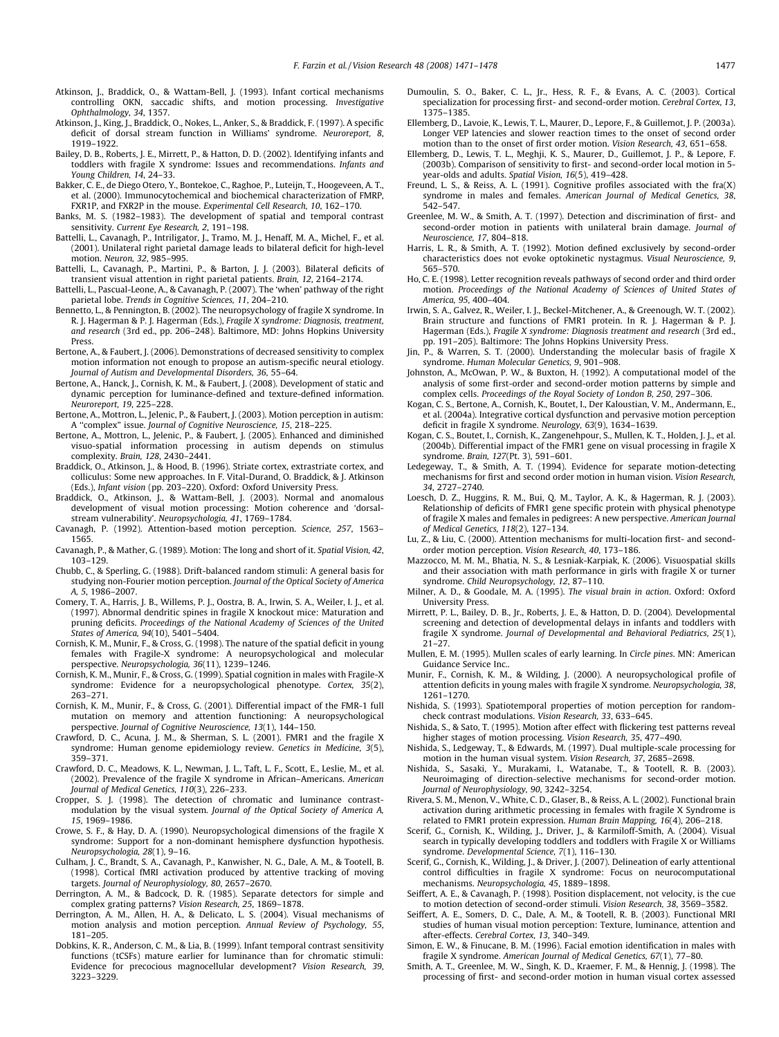Atkinson, J., Braddick, O., & Wattam-Bell, J. (1993). Infant cortical mechanisms controlling OKN, saccadic shifts, and motion processing. *Investigative Ophthalmology, 34*, 1357.

Atkinson, J., King, J., Braddick, O., Nokes, L., Anker, S., & Braddick, F. (1997). A specific deficit of dorsal stream function in Williams' syndrome. *Neuroreport, 8*, 1919–1922.

Bailey, D. B., Roberts, J. E., Mirrett, P., & Hatton, D. D. (2002). Identifying infants and toddlers with fragile X syndrome: Issues and recommendations. *Infants and Young Children, 14*, 24–33.

Bakker, C. E., de Diego Otero, Y., Bontekoe, C., Raghoe, P., Luteijn, T., Hoogeveen, A. T., et al. (2000). Immunocytochemical and biochemical characterization of FMRP, FXR1P, and FXR2P in the mouse. *Experimental Cell Research, 10*, 162–170.

Banks, M. S. (1982–1983). The development of spatial and temporal contrast sensitivity. *Current Eye Research, 2*, 191–198.

Battelli, L., Cavanagh, P., Intriligator, J., Tramo, M. J., Henaff, M. A., Michel, F., et al. (2001). Unilateral right parietal damage leads to bilateral deficit for high-level motion. *Neuron, 32*, 985–995.

Battelli, L., Cavanagh, P., Martini, P., & Barton, J. J. (2003). Bilateral deficits of transient visual attention in right parietal patients. *Brain, 12*, 2164–2174.

Battelli, L., Pascual-Leone, A., & Cavanagh, P. (2007). The 'when' pathway of the right parietal lobe. *Trends in Cognitive Sciences, 11*, 204–210.

Bennetto, L., & Pennington, B. (2002). The neuropsychology of fragile X syndrome. In R. J. Hagerman & P. J. Hagerman (Eds.), *Fragile X syndrome: Diagnosis, treatment, and research* (3rd ed., pp. 206–248). Baltimore, MD: Johns Hopkins University Press.

Bertone, A., & Faubert, J. (2006). Demonstrations of decreased sensitivity to complex motion information not enough to propose an autism-specific neural etiology. *Journal of Autism and Developmental Disorders, 36*, 55–64.

Bertone, A., Hanck, J., Cornish, K. M., & Faubert, J. (2008). Development of static and dynamic perception for luminance-defined and texture-defined information. *Neuroreport, 19*, 225–228.

Bertone, A., Mottron, L., Jelenic, P., & Faubert, J. (2003). Motion perception in autism: A "complex" issue. *Journal of Cognitive Neuroscience, 15*, 218–225.

Bertone, A., Mottron, L., Jelenic, P., & Faubert, J. (2005). Enhanced and diminished visuo-spatial information processing in autism depends on stimulus complexity. *Brain, 128*, 2430–2441.

Braddick, O., Atkinson, J., & Hood, B. (1996). Striate cortex, extrastriate cortex, and colliculus: Some new approaches. In F. Vital-Durand, O. Braddick, & J. Atkinson (Eds.), *Infant vision* (pp. 203–220). Oxford: Oxford University Press.

Braddick, O., Atkinson, J., & Wattam-Bell, J. (2003). Normal and anomalous development of visual motion processing: Motion coherence and 'dorsal-stream vulnerability'. *Neuropsychologia, 41*, 1769–1784.

Cavanagh, P. (1992). Attention-based motion perception. *Science, 257*, 1563–1565.

Cavanagh, P., & Mather, G. (1989). Motion: The long and short of it. *Spatial Vision, 42*, 103–129.

Chubb, C., & Sperling, G. (1988). Drift-balanced random stimuli: A general basis for studying non-Fourier motion perception. *Journal of the Optical Society of America A, 5*, 1986–2007.

Comery, T. A., Harris, J. B., Willems, P. J., Oostra, B. A., Irwin, S. A., Weiler, I. J., et al. (1997). Abnormal dendritic spines in fragile X knockout mice: Maturation and pruning deficits. *Proceedings of the National Academy of Sciences of the United States of America, 94*(10), 5401–5404.

Cornish, K. M., Munir, F., & Cross, G. (1998). The nature of the spatial deficit in young females with Fragile-X syndrome: A neuropsychological and molecular perspective. *Neuropsychologia, 36*(11), 1239–1246.

Cornish, K. M., Munir, F., & Cross, G. (1999). Spatial cognition in males with Fragile-X syndrome: Evidence for a neuropsychological phenotype. *Cortex, 35*(2), 263–271.

Cornish, K. M., Munir, F., & Cross, G. (2001). Differential impact of the FMR-1 full mutation on memory and attention functioning: A neuropsychological perspective. *Journal of Cognitive Neuroscience, 13*(1), 144–150.

Crawford, D. C., Acuna, J. M., & Sherman, S. L. (2001). FMR1 and the fragile X syndrome: Human genome epidemiology review. *Genetics in Medicine, 3*(5), 359–371.

Crawford, D. C., Meadows, K. L., Newman, J. L., Taft, L. F., Scott, E., Leslie, M., et al. (2002). Prevalence of the fragile X syndrome in African–Americans. *American Journal of Medical Genetics, 110*(3), 226–233.

Cropper, S. J. (1998). The detection of chromatic and luminance contrast-modulation by the visual system. *Journal of the Optical Society of America A, 15*, 1969–1986.

Crowe, S. F., & Hay, D. A. (1990). Neuropsychological dimensions of the fragile X syndrome: Support for a non-dominant hemisphere dysfunction hypothesis. *Neuropsychologia, 28*(1), 9–16.

Culham, J. C., Brandt, S. A., Cavanagh, P., Kanwisher, N. G., Dale, A. M., & Tootell, B. (1998). Cortical fMRI activation produced by attentive tracking of moving targets. *Journal of Neurophysiology, 80*, 2657–2670.

Derrington, A. M., & Badcock, D. R. (1985). Separate detectors for simple and complex grating patterns? *Vision Research, 25*, 1869–1878.

Derrington, A. M., Allen, H. A., & Delicato, L. S. (2004). Visual mechanisms of motion analysis and motion perception. *Annual Review of Psychology, 55*, 181–205.

Dobkins, K. R., Anderson, C. M., & Lia, B. (1999). Infant temporal contrast sensitivity functions (tCSFs) mature earlier for luminance than for chromatic stimuli: Evidence for precocious magnocellular development? *Vision Research, 39*, 3223–3229.

Dumoulin, S. O., Baker, C. L., Jr., Hess, R. F., & Evans, A. C. (2003). Cortical specialization for processing first- and second-order motion. *Cerebral Cortex, 13*, 1375–1385.

Ellemberg, D., Lavoie, K., Lewis, T. L., Maurer, D., Lepore, F., & Guillemot, J. P. (2003a). Longer VEP latencies and slower reaction times to the onset of second order motion than to the onset of first order motion. *Vision Research, 43*, 651–658.

Ellemberg, D., Lewis, T. L., Meghji, K. S., Maurer, D., Guillemot, J. P., & Lepore, F. (2003b). Comparison of sensitivity to first- and second-order local motion in 5-year-olds and adults. *Spatial Vision, 16*(5), 419–428.

Freund, L. S., & Reiss, A. L. (1991). Cognitive profiles associated with the fra(X) syndrome in males and females. *American Journal of Medical Genetics, 38*, 542–547.

Greenlee, M. W., & Smith, A. T. (1997). Detection and discrimination of first- and second-order motion in patients with unilateral brain damage. *Journal of Neuroscience, 17*, 804–818.

Harris, L. R., & Smith, A. T. (1992). Motion defined exclusively by second-order characteristics does not evoke optokinetic nystagmus. *Visual Neuroscience, 9*, 565–570.

Ho, C. E. (1998). Letter recognition reveals pathways of second order and third order motion. *Proceedings of the National Academy of Sciences of United States of America, 95*, 400–404.

Irwin, S. A., Galvez, R., Weiler, I. J., Beckel-Mitchener, A., & Greenough, W. T. (2002). Brain structure and functions of FMR1 protein. In R. J. Hagerman & P. J. Hagerman (Eds.), *Fragile X syndrome: Diagnosis treatment and research* (3rd ed., pp. 191–205). Baltimore: The Johns Hopkins University Press.

Jin, P., & Warren, S. T. (2000). Understanding the molecular basis of fragile X syndrome. *Human Molecular Genetics, 9*, 901–908.

Johnston, A., McOwan, P. W., & Buxton, H. (1992). A computational model of the analysis of some first-order and second-order motion patterns by simple and complex cells. *Proceedings of the Royal Society of London B, 250*, 297–306.

Kogan, C. S., Bertone, A., Cornish, K., Boutet, I., Der Kaloustian, V. M., Andermann, E., et al. (2004a). Integrative cortical dysfunction and pervasive motion perception deficit in fragile X syndrome. *Neurology, 63*(9), 1634–1639.

Kogan, C. S., Boutet, I., Cornish, K., Zangenehpour, S., Mullen, K. T., Holden, J. J., et al. (2004b). Differential impact of the FMR1 gene on visual processing in fragile X syndrome. *Brain, 127*(Pt. 3), 591–601.

Ledegeway, T., & Smith, A. T. (1994). Evidence for separate motion-detecting mechanisms for first and second order motion in human vision. *Vision Research, 34*, 2727–2740.

Loesch, D. Z., Huggins, R. M., Bui, Q. M., Taylor, A. K., & Hagerman, R. J. (2003). Relationship of deficits of FMR1 gene specific protein with physical phenotype of fragile X males and females in pedigrees: A new perspective. *American Journal of Medical Genetics, 118*(2), 127–134.

Lu, Z., & Liu, C. (2000). Attention mechanisms for multi-location first- and second-order motion perception. *Vision Research, 40*, 173–186.

Mazzocco, M. M. M., Bhatia, N. S., & Lesniak-Karpiak, K. (2006). Visuospatial skills and their association with math performance in girls with fragile X or turner syndrome. *Child Neuropsychology, 12*, 87–110.

Milner, A. D., & Goodale, M. A. (1995). *The visual brain in action*. Oxford: Oxford University Press.

Mirrett, P. L., Bailey, D. B., Jr., Roberts, J. E., & Hatton, D. D. (2004). Developmental screening and detection of developmental delays in infants and toddlers with fragile X syndrome. *Journal of Developmental and Behavioral Pediatrics, 25*(1), 21–27.

Mullen, E. M. (1995). Mullen scales of early learning. In *Circle pines*. MN: American Guidance Service Inc..

Munir, F., Cornish, K. M., & Wilding, J. (2000). A neuropsychological profile of attention deficits in young males with fragile X syndrome. *Neuropsychologia, 38*, 1261–1270.

Nishida, S. (1993). Spatiotemporal properties of motion perception for random-check contrast modulations. *Vision Research, 33*, 633–645.

Nishida, S., & Sato, T. (1995). Motion after effect with flickering test patterns reveal higher stages of motion processing. *Vision Research, 35*, 477–490.

Nishida, S., Ledgeway, T., & Edwards, M. (1997). Dual multiple-scale processing for motion in the human visual system. *Vision Research, 37*, 2685–2698.

Nishida, S., Sasaki, Y., Murakami, I., Watanabe, T., & Tootell, R. B. (2003). Neuroimaging of direction-selective mechanisms for second-order motion. *Journal of Neurophysiology, 90*, 3242–3254.

Rivera, S. M., Menon, V., White, C. D., Glaser, B., & Reiss, A. L. (2002). Functional brain activation during arithmetic processing in females with fragile X Syndrome is related to FMR1 protein expression. *Human Brain Mapping, 16*(4), 206–218.

Scerif, G., Cornish, K., Wilding, J., Driver, J., & Karmiloff-Smith, A. (2004). Visual search in typically developing toddlers and toddlers with Fragile X or Williams syndrome. *Developmental Science, 7*(1), 116–130.

Scerif, G., Cornish, K., Wilding, J., & Driver, J. (2007). Delineation of early attentional control difficulties in fragile X syndrome: Focus on neurocomputational mechanisms. *Neuropsychologia, 45*, 1889–1898.

Seiffert, A. E., & Cavanagh, P. (1998). Position displacement, not velocity, is the cue to motion detection of second-order stimuli. *Vision Research, 38*, 3569–3582.

Seiffert, A. E., Somers, D. C., Dale, A. M., & Tootell, R. B. (2003). Functional MRI studies of human visual motion perception: Texture, luminance, attention and after-effects. *Cerebral Cortex, 13*, 340–349.

Simon, E. W., & Finucane, B. M. (1996). Facial emotion identification in males with fragile X syndrome. *American Journal of Medical Genetics, 67*(1), 77–80.

Smith, A. T., Greenlee, M. W., Singh, K. D., Kraemer, F. M., & Hennig, J. (1998). The processing of first- and second-order motion in human visual cortex assessed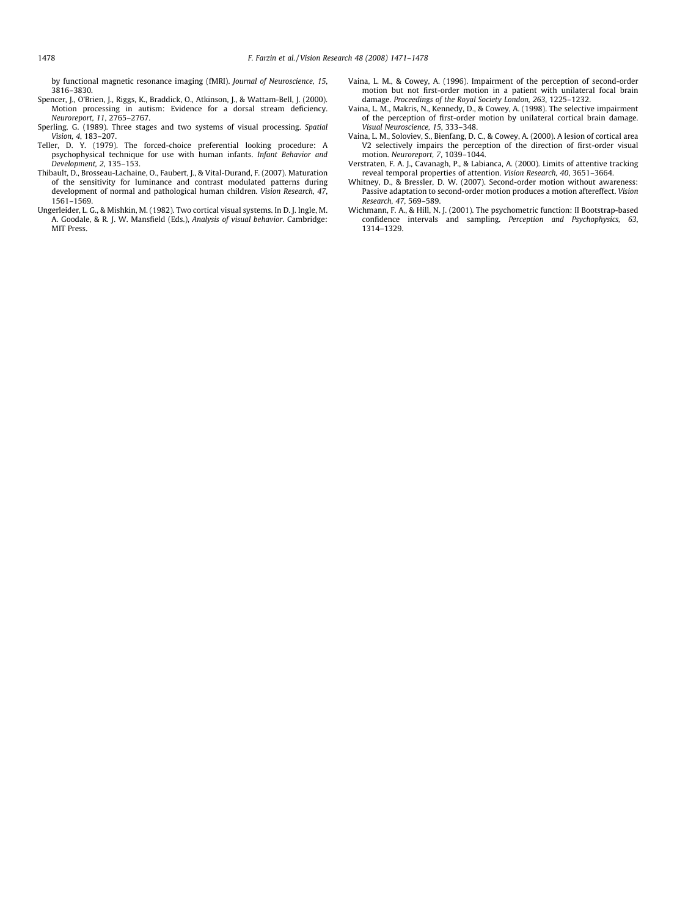by functional magnetic resonance imaging (fMRI). *Journal of Neuroscience, 15*, 3816–3830.

Spencer, J., O'Brien, J., Riggs, K., Braddick, O., Atkinson, J., & Wattam-Bell, J. (2000). Motion processing in autism: Evidence for a dorsal stream deficiency. *Neuroreport, 11*, 2765–2767.

Sperling, G. (1989). Three stages and two systems of visual processing. *Spatial Vision, 4*, 183–207.

Teller, D. Y. (1979). The forced-choice preferential looking procedure: A psychophysical technique for use with human infants. *Infant Behavior and Development, 2*, 135–153.

Thibault, D., Brosseau-Lachaine, O., Faubert, J., & Vital-Durand, F. (2007). Maturation of the sensitivity for luminance and contrast modulated patterns during development of normal and pathological human children. *Vision Research, 47*, 1561–1569.

Ungerleider, L. G., & Mishkin, M. (1982). Two cortical visual systems. In D. J. Ingle, M. A. Goodale, & R. J. W. Mansfield (Eds.), *Analysis of visual behavior*. Cambridge: MIT Press.

Vaina, L. M., & Cowey, A. (1996). Impairment of the perception of second-order motion but not first-order motion in a patient with unilateral focal brain damage. *Proceedings of the Royal Society London, 263*, 1225–1232.

Vaina, L. M., Makris, N., Kennedy, D., & Cowey, A. (1998). The selective impairment of the perception of first-order motion by unilateral cortical brain damage. *Visual Neuroscience, 15*, 333–348.

Vaina, L. M., Soloviev, S., Bienfang, D. C., & Cowey, A. (2000). A lesion of cortical area V2 selectively impairs the perception of the direction of first-order visual motion. *Neuroreport, 7*, 1039–1044.

Verstraten, F. A. J., Cavanagh, P., & Labianca, A. (2000). Limits of attentive tracking reveal temporal properties of attention. *Vision Research, 40*, 3651–3664.

Whitney, D., & Bressler, D. W. (2007). Second-order motion without awareness: Passive adaptation to second-order motion produces a motion aftereffect. *Vision Research, 47*, 569–589.

Wichmann, F. A., & Hill, N. J. (2001). The psychometric function: II Bootstrap-based confidence intervals and sampling. *Perception and Psychophysics, 63*, 1314–1329.